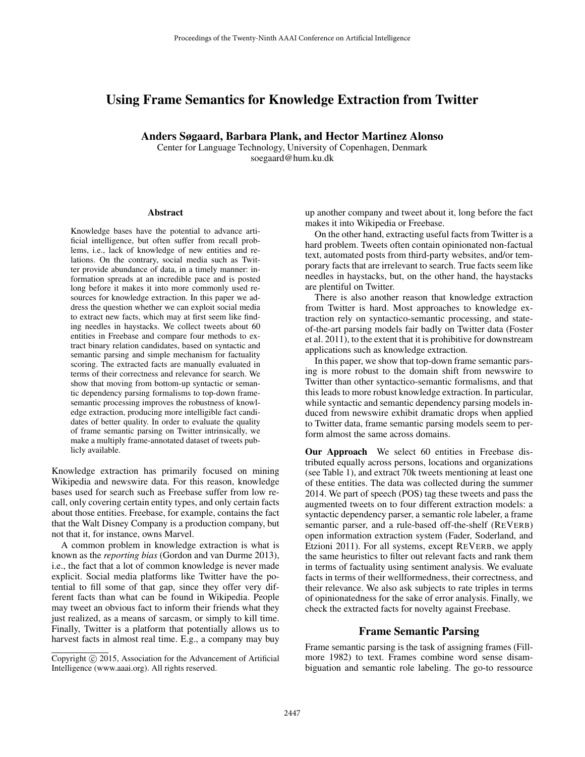# Using Frame Semantics for Knowledge Extraction from Twitter

**Anders Søgaard, Barbara Plank, and Hector Martinez Alonso**
Center for Language Technology, University of Copenhagen, Denmark
soegaard@hum.ku.dk

## Abstract

Knowledge bases have the potential to advance artificial intelligence, but often suffer from recall problems, i.e., lack of knowledge of new entities and relations. On the contrary, social media such as Twitter provide abundance of data, in a timely manner: information spreads at an incredible pace and is posted long before it makes it into more commonly used resources for knowledge extraction. In this paper we address the question whether we can exploit social media to extract new facts, which may at first seem like finding needles in haystacks. We collect tweets about 60 entities in Freebase and compare four methods to extract binary relation candidates, based on syntactic and semantic parsing and simple mechanism for factuality scoring. The extracted facts are manually evaluated in terms of their correctness and relevance for search. We show that moving from bottom-up syntactic or semantic dependency parsing formalisms to top-down frame-semantic processing improves the robustness of knowledge extraction, producing more intelligible fact candidates of better quality. In order to evaluate the quality of frame semantic parsing on Twitter intrinsically, we make a multiply frame-annotated dataset of tweets publicly available.

Knowledge extraction has primarily focused on mining Wikipedia and newswire data. For this reason, knowledge bases used for search such as Freebase suffer from low recall, only covering certain entity types, and only certain facts about those entities. Freebase, for example, contains the fact that the Walt Disney Company is a production company, but not that it, for instance, owns Marvel.

A common problem in knowledge extraction is what is known as the *reporting bias* (Gordon and van Durme 2013), i.e., the fact that a lot of common knowledge is never made explicit. Social media platforms like Twitter have the potential to fill some of that gap, since they offer very different facts than what can be found in Wikipedia. People may tweet an obvious fact to inform their friends what they just realized, as a means of sarcasm, or simply to kill time. Finally, Twitter is a platform that potentially allows us to harvest facts in almost real time. E.g., a company may buy up another company and tweet about it, long before the fact makes it into Wikipedia or Freebase.

On the other hand, extracting useful facts from Twitter is a hard problem. Tweets often contain opinionated non-factual text, automated posts from third-party websites, and/or temporary facts that are irrelevant to search. True facts seem like needles in haystacks, but, on the other hand, the haystacks are plentiful on Twitter.

There is also another reason that knowledge extraction from Twitter is hard. Most approaches to knowledge extraction rely on syntactico-semantic processing, and state-of-the-art parsing models fair badly on Twitter data (Foster et al. 2011), to the extent that it is prohibitive for downstream applications such as knowledge extraction.

In this paper, we show that top-down frame semantic parsing is more robust to the domain shift from newswire to Twitter than other syntactico-semantic formalisms, and that this leads to more robust knowledge extraction. In particular, while syntactic and semantic dependency parsing models induced from newswire exhibit dramatic drops when applied to Twitter data, frame semantic parsing models seem to perform almost the same across domains.

**Our Approach** We select 60 entities in Freebase distributed equally across persons, locations and organizations (see Table 1), and extract 70k tweets mentioning at least one of these entities. The data was collected during the summer 2014. We part of speech (POS) tag these tweets and pass the augmented tweets on to four different extraction models: a syntactic dependency parser, a semantic role labeler, a frame semantic parser, and a rule-based off-the-shelf (REVERB) open information extraction system (Fader, Soderland, and Etzioni 2011). For all systems, except REVERB, we apply the same heuristics to filter out relevant facts and rank them in terms of factuality using sentiment analysis. We evaluate facts in terms of their wellformedness, their correctness, and their relevance. We also ask subjects to rate triples in terms of opinionatedness for the sake of error analysis. Finally, we check the extracted facts for novelty against Freebase.

## Frame Semantic Parsing

Frame semantic parsing is the task of assigning frames (Fillmore 1982) to text. Frames combine word sense disambiguation and semantic role labeling. The go-to ressource

Copyright © 2015, Association for the Advancement of Artificial Intelligence (www.aaai.org). All rights reserved.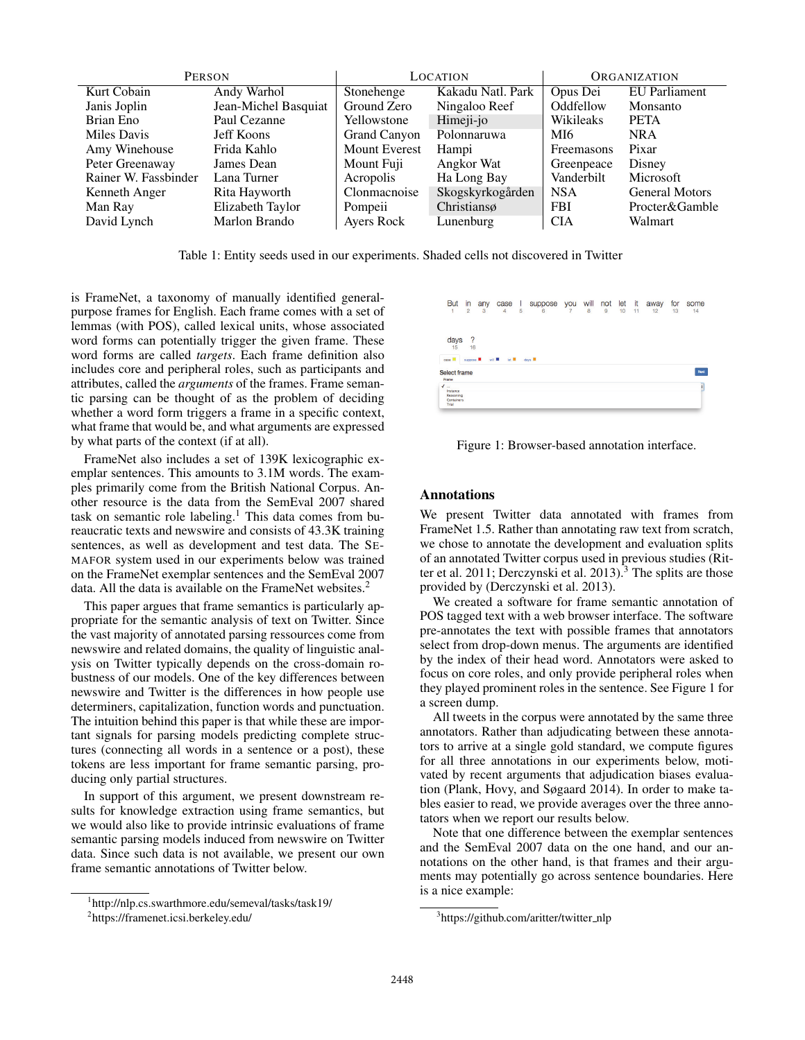| PERSON | | LOCATION | | ORGANIZATION | |
|---|---|---|---|---|---|
| Kurt Cobain | Andy Warhol | Stonehenge | Kakadu Natl. Park | Opus Dei | EU Parliament |
| Janis Joplin | Jean-Michel Basquiat | Ground Zero | Ningaloo Reef | Oddfellow | Monsanto |
| Brian Eno | Paul Cezanne | Yellowstone | Himeji-jo | Wikileaks | PETA |
| Miles Davis | Jeff Koons | Grand Canyon | Polonnaruwa | MI6 | NRA |
| Amy Winehouse | Frida Kahlo | Mount Everest | Hampi | Freemasons | Pixar |
| Peter Greenaway | James Dean | Mount Fuji | Angkor Wat | Greenpeace | Disney |
| Rainer W. Fassbinder | Lana Turner | Acropolis | Ha Long Bay | Vanderbilt | Microsoft |
| Kenneth Anger | Rita Hayworth | Clonmacnoise | Skogskyrkogården | NSA | General Motors |
| Man Ray | Elizabeth Taylor | Pompeii | Christiansø | FBI | Procter&Gamble |
| David Lynch | Marlon Brando | Ayers Rock | Lunenburg | CIA | Walmart |

Table 1: Entity seeds used in our experiments. Shaded cells not discovered in Twitter

is FrameNet, a taxonomy of manually identified general-purpose frames for English. Each frame comes with a set of lemmas (with POS), called lexical units, whose associated word forms can potentially trigger the given frame. These word forms are called *targets*. Each frame definition also includes core and peripheral roles, such as participants and attributes, called the *arguments* of the frames. Frame semantic parsing can be thought of as the problem of deciding whether a word form triggers a frame in a specific context, what frame that would be, and what arguments are expressed by what parts of the context (if at all).

FrameNet also includes a set of 139K lexicographic exemplar sentences. This amounts to 3.1M words. The examples primarily come from the British National Corpus. Another resource is the data from the SemEval 2007 shared task on semantic role labeling.[1] This data comes from bureaucratic texts and newswire and consists of 43.3K training sentences, as well as development and test data. The SEMAFOR system used in our experiments below was trained on the FrameNet exemplar sentences and the SemEval 2007 data. All the data is available on the FrameNet websites.[2]

This paper argues that frame semantics is particularly appropriate for the semantic analysis of text on Twitter. Since the vast majority of annotated parsing ressources come from newswire and related domains, the quality of linguistic analysis on Twitter typically depends on the cross-domain robustness of our models. One of the key differences between newswire and Twitter is the differences in how people use determiners, capitalization, function words and punctuation. The intuition behind this paper is that while these are important signals for parsing models predicting complete structures (connecting all words in a sentence or a post), these tokens are less important for frame semantic parsing, producing only partial structures.

In support of this argument, we present downstream results for knowledge extraction using frame semantics, but we would also like to provide intrinsic evaluations of frame semantic parsing models induced from newswire on Twitter data. Since such data is not available, we present our own frame semantic annotations of Twitter below.

[1]http://nlp.cs.swarthmore.edu/semeval/tasks/task19/

[2]https://framenet.icsi.berkeley.edu/

Figure 1: Browser-based annotation interface.

## Annotations

We present Twitter data annotated with frames from FrameNet 1.5. Rather than annotating raw text from scratch, we chose to annotate the development and evaluation splits of an annotated Twitter corpus used in previous studies (Ritter et al. 2011; Derczynski et al. 2013).[3] The splits are those provided by (Derczynski et al. 2013).

We created a software for frame semantic annotation of POS tagged text with a web browser interface. The software pre-annotates the text with possible frames that annotators select from drop-down menus. The arguments are identified by the index of their head word. Annotators were asked to focus on core roles, and only provide peripheral roles when they played prominent roles in the sentence. See Figure 1 for a screen dump.

All tweets in the corpus were annotated by the same three annotators. Rather than adjudicating between these annotators to arrive at a single gold standard, we compute figures for all three annotations in our experiments below, motivated by recent arguments that adjudication biases evaluation (Plank, Hovy, and Søgaard 2014). In order to make tables easier to read, we provide averages over the three annotators when we report our results below.

Note that one difference between the exemplar sentences and the SemEval 2007 data on the one hand, and our annotations on the other hand, is that frames and their arguments may potentially go across sentence boundaries. Here is a nice example:

[3]https://github.com/aritter/twitter_nlp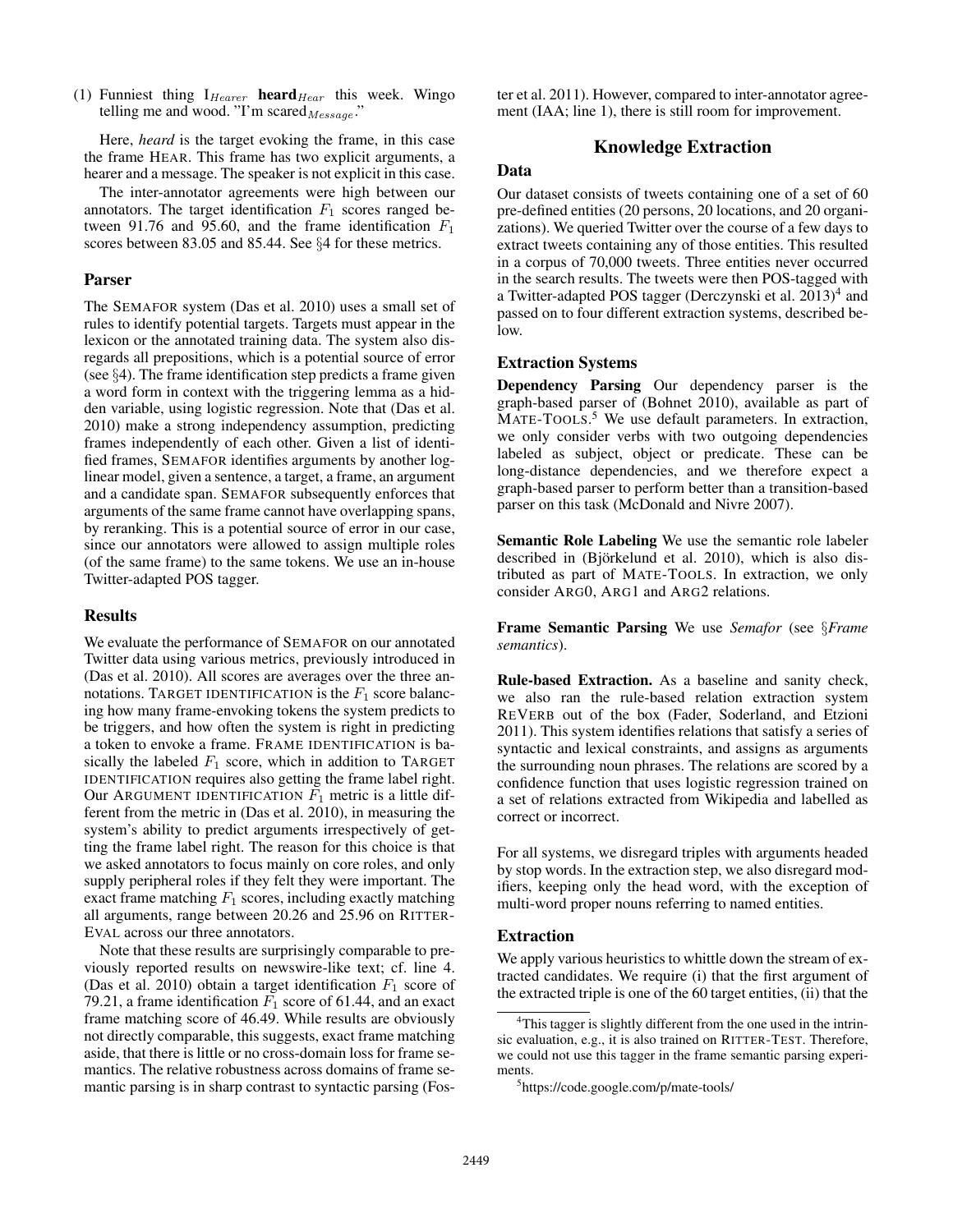(1) Funniest thing I$_{Hearer}$ **heard**$_{Hear}$ this week. Wingo telling me and wood. "I'm scared$_{Message}$."

Here, *heard* is the target evoking the frame, in this case the frame HEAR. This frame has two explicit arguments, a hearer and a message. The speaker is not explicit in this case.

The inter-annotator agreements were high between our annotators. The target identification $F_1$ scores ranged between 91.76 and 95.60, and the frame identification $F_1$ scores between 83.05 and 85.44. See §4 for these metrics.

### Parser

The SEMAFOR system (Das et al. 2010) uses a small set of rules to identify potential targets. Targets must appear in the lexicon or the annotated training data. The system also disregards all prepositions, which is a potential source of error (see §4). The frame identification step predicts a frame given a word form in context with the triggering lemma as a hidden variable, using logistic regression. Note that (Das et al. 2010) make a strong independency assumption, predicting frames independently of each other. Given a list of identified frames, SEMAFOR identifies arguments by another log-linear model, given a sentence, a target, a frame, an argument and a candidate span. SEMAFOR subsequently enforces that arguments of the same frame cannot have overlapping spans, by reranking. This is a potential source of error in our case, since our annotators were allowed to assign multiple roles (of the same frame) to the same tokens. We use an in-house Twitter-adapted POS tagger.

### Results

We evaluate the performance of SEMAFOR on our annotated Twitter data using various metrics, previously introduced in (Das et al. 2010). All scores are averages over the three annotations. TARGET IDENTIFICATION is the $F_1$ score balancing how many frame-evoking tokens the system predicts to be triggers, and how often the system is right in predicting a token to envoke a frame. FRAME IDENTIFICATION is basically the labeled $F_1$ score, which in addition to TARGET IDENTIFICATION requires also getting the frame label right. Our ARGUMENT IDENTIFICATION $F_1$ metric is a little different from the metric in (Das et al. 2010), in measuring the system's ability to predict arguments irrespectively of getting the frame label right. The reason for this choice is that we asked annotators to focus mainly on core roles, and only supply peripheral roles if they felt they were important. The exact frame matching $F_1$ scores, including exactly matching all arguments, range between 20.26 and 25.96 on RITTER-EVAL across our three annotators.

Note that these results are surprisingly comparable to previously reported results on newswire-like text; cf. line 4. (Das et al. 2010) obtain a target identification $F_1$ score of 79.21, a frame identification $F_1$ score of 61.44, and an exact frame matching score of 46.49. While results are obviously not directly comparable, this suggests, exact frame matching aside, that there is little or no cross-domain loss for frame semantics. The relative robustness across domains of frame semantic parsing is in sharp contrast to syntactic parsing (Foster et al. 2011). However, compared to inter-annotator agreement (IAA; line 1), there is still room for improvement.

## Knowledge Extraction

### Data

Our dataset consists of tweets containing one of a set of 60 pre-defined entities (20 persons, 20 locations, and 20 organizations). We queried Twitter over the course of a few days to extract tweets containing any of those entities. This resulted in a corpus of 70,000 tweets. Three entities never occurred in the search results. The tweets were then POS-tagged with a Twitter-adapted POS tagger (Derczynski et al. 2013)[4] and passed on to four different extraction systems, described below.

### Extraction Systems

**Dependency Parsing** Our dependency parser is the graph-based parser of (Bohnet 2010), available as part of MATE-TOOLS.[5] We use default parameters. In extraction, we only consider verbs with two outgoing dependencies labeled as subject, object or predicate. These can be long-distance dependencies, and we therefore expect a graph-based parser to perform better than a transition-based parser on this task (McDonald and Nivre 2007).

**Semantic Role Labeling** We use the semantic role labeler described in (Björkelund et al. 2010), which is also distributed as part of MATE-TOOLS. In extraction, we only consider ARG0, ARG1 and ARG2 relations.

**Frame Semantic Parsing** We use *Semafor* (see §*Frame semantics*).

**Rule-based Extraction.** As a baseline and sanity check, we also ran the rule-based relation extraction system REVERB out of the box (Fader, Soderland, and Etzioni 2011). This system identifies relations that satisfy a series of syntactic and lexical constraints, and assigns as arguments the surrounding noun phrases. The relations are scored by a confidence function that uses logistic regression trained on a set of relations extracted from Wikipedia and labelled as correct or incorrect.

For all systems, we disregard triples with arguments headed by stop words. In the extraction step, we also disregard modifiers, keeping only the head word, with the exception of multi-word proper nouns referring to named entities.

### Extraction

We apply various heuristics to whittle down the stream of extracted candidates. We require (i) that the first argument of the extracted triple is one of the 60 target entities, (ii) that the

[4] This tagger is slightly different from the one used in the intrinsic evaluation, e.g., it is also trained on RITTER-TEST. Therefore, we could not use this tagger in the frame semantic parsing experiments.

[5] https://code.google.com/p/mate-tools/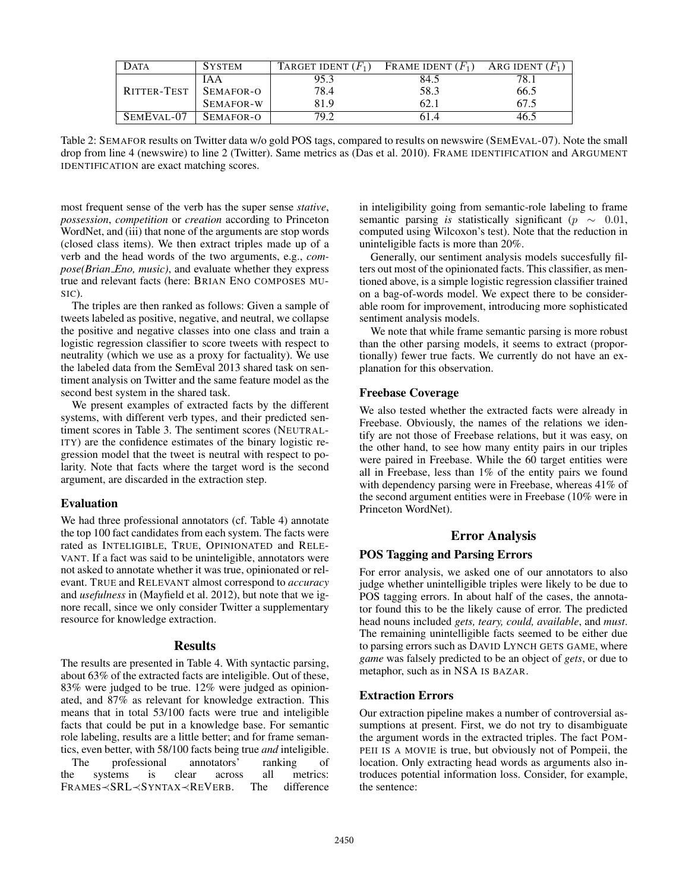| DATA | SYSTEM | TARGET IDENT ($F_1$) | FRAME IDENT ($F_1$) | ARG IDENT ($F_1$) |
|---|---|---|---|---|
| RITTER-TEST | IAA | 95.3 | 84.5 | 78.1 |
| | SEMAFOR-O | 78.4 | 58.3 | 66.5 |
| | SEMAFOR-W | 81.9 | 62.1 | 67.5 |
| SEMEVAL-07 | SEMAFOR-O | 79.2 | 61.4 | 46.5 |

Table 2: SEMAFOR results on Twitter data w/o gold POS tags, compared to results on newswire (SEMEVAL-07). Note the small drop from line 4 (newswire) to line 2 (Twitter). Same metrics as (Das et al. 2010). FRAME IDENTIFICATION and ARGUMENT IDENTIFICATION are exact matching scores.

most frequent sense of the verb has the super sense *stative*, *possession*, *competition* or *creation* according to Princeton WordNet, and (iii) that none of the arguments are stop words (closed class items). We then extract triples made up of a verb and the head words of the two arguments, e.g., *compose(Brian_Eno, music)*, and evaluate whether they express true and relevant facts (here: BRIAN ENO COMPOSES MUSIC).

The triples are then ranked as follows: Given a sample of tweets labeled as positive, negative, and neutral, we collapse the positive and negative classes into one class and train a logistic regression classifier to score tweets with respect to neutrality (which we use as a proxy for factuality). We use the labeled data from the SemEval 2013 shared task on sentiment analysis on Twitter and the same feature model as the second best system in the shared task.

We present examples of extracted facts by the different systems, with different verb types, and their predicted sentiment scores in Table 3. The sentiment scores (NEUTRALITY) are the confidence estimates of the binary logistic regression model that the tweet is neutral with respect to polarity. Note that facts where the target word is the second argument, are discarded in the extraction step.

### Evaluation

We had three professional annotators (cf. Table 4) annotate the top 100 fact candidates from each system. The facts were rated as INTELIGIBLE, TRUE, OPINIONATED and RELEVANT. If a fact was said to be uninteligible, annotators were not asked to annotate whether it was true, opinionated or relevant. TRUE and RELEVANT almost correspond to *accuracy* and *usefulness* in (Mayfield et al. 2012), but note that we ignore recall, since we only consider Twitter a supplementary resource for knowledge extraction.

## Results

The results are presented in Table 4. With syntactic parsing, about 63% of the extracted facts are inteligible. Out of these, 83% were judged to be true. 12% were judged as opinionated, and 87% as relevant for knowledge extraction. This means that in total 53/100 facts were true and inteligible facts that could be put in a knowledge base. For semantic role labeling, results are a little better; and for frame semantics, even better, with 58/100 facts being true *and* inteligible.

The professional annotators' ranking of the systems is clear across all metrics: FRAMES≺SRL≺SYNTAX≺REVERB. The difference in inteligibility going from semantic-role labeling to frame semantic parsing *is* statistically significant ($p \sim 0.01$, computed using Wilcoxon's test). Note that the reduction in uninteligible facts is more than 20%.

Generally, our sentiment analysis models succesfully filters out most of the opinionated facts. This classifier, as mentioned above, is a simple logistic regression classifier trained on a bag-of-words model. We expect there to be considerable room for improvement, introducing more sophisticated sentiment analysis models.

We note that while frame semantic parsing is more robust than the other parsing models, it seems to extract (proportionally) fewer true facts. We currently do not have an explanation for this observation.

### Freebase Coverage

We also tested whether the extracted facts were already in Freebase. Obviously, the names of the relations we identify are not those of Freebase relations, but it was easy, on the other hand, to see how many entity pairs in our triples were paired in Freebase. While the 60 target entities were all in Freebase, less than 1% of the entity pairs we found with dependency parsing were in Freebase, whereas 41% of the second argument entities were in Freebase (10% were in Princeton WordNet).

## Error Analysis

### POS Tagging and Parsing Errors

For error analysis, we asked one of our annotators to also judge whether unintelligible triples were likely to be due to POS tagging errors. In about half of the cases, the annotator found this to be the likely cause of error. The predicted head nouns included *gets, teary, could, available*, and *must*. The remaining unintelligible facts seemed to be either due to parsing errors such as DAVID LYNCH GETS GAME, where *game* was falsely predicted to be an object of *gets*, or due to metaphor, such as in NSA IS BAZAR.

### Extraction Errors

Our extraction pipeline makes a number of controversial assumptions at present. First, we do not try to disambiguate the argument words in the extracted triples. The fact POMPEII IS A MOVIE is true, but obviously not of Pompeii, the location. Only extracting head words as arguments also introduces potential information loss. Consider, for example, the sentence: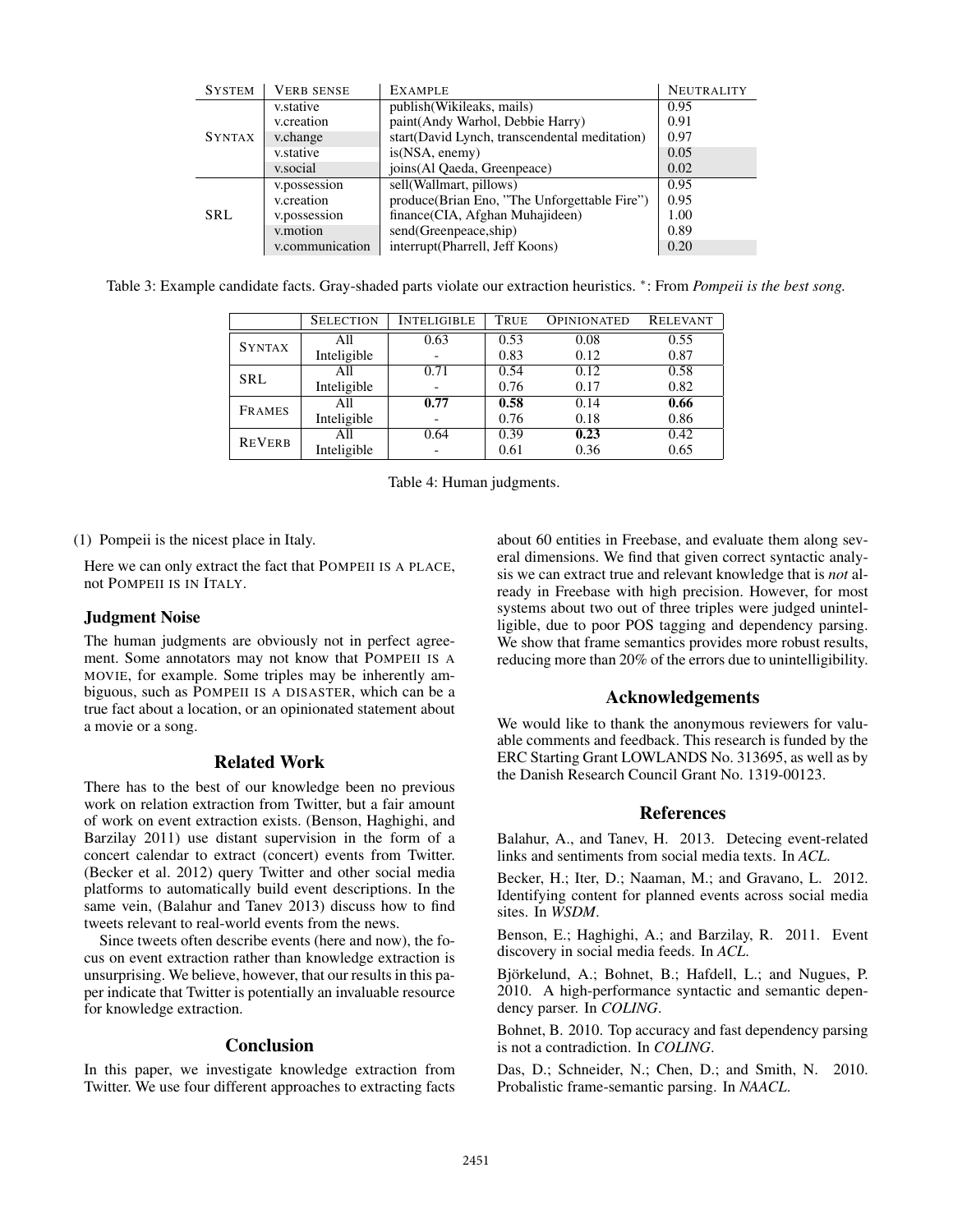| SYSTEM | VERB SENSE | EXAMPLE | NEUTRALITY |
| --- | --- | --- | --- |
| SYNTAX | v.stative | publish(Wikileaks, mails) | 0.95 |
| | v.creation | paint(Andy Warhol, Debbie Harry) | 0.91 |
| | v.change | start(David Lynch, transcendental meditation) | 0.97 |
| | v.stative | is(NSA, enemy) | 0.05 |
| | v.social | joins(Al Qaeda, Greenpeace) | 0.02 |
| SRL | v.possession | sell(Wallmart, pillows) | 0.95 |
| | v.creation | produce(Brian Eno, "The Unforgettable Fire") | 0.95 |
| | v.possession | finance(CIA, Afghan Muhajideen) | 1.00 |
| | v.motion | send(Greenpeace,ship) | 0.89 |
| | v.communication | interrupt(Pharrell, Jeff Koons) | 0.20 |

Table 3: Example candidate facts. Gray-shaded parts violate our extraction heuristics. *: From *Pompeii is the best song.*

| | SELECTION | INTELIGIBLE | TRUE | OPINIONATED | RELEVANT |
| --- | --- | --- | --- | --- | --- |
| SYNTAX | All | 0.63 | 0.53 | 0.08 | 0.55 |
| | Inteligible | - | 0.83 | 0.12 | 0.87 |
| SRL | All | 0.71 | 0.54 | 0.12 | 0.58 |
| | Inteligible | - | 0.76 | 0.17 | 0.82 |
| FRAMES | All | **0.77** | **0.58** | 0.14 | **0.66** |
| | Inteligible | - | 0.76 | 0.18 | 0.86 |
| REVERB | All | 0.64 | 0.39 | **0.23** | 0.42 |
| | Inteligible | - | 0.61 | 0.36 | 0.65 |

Table 4: Human judgments.

(1) Pompeii is the nicest place in Italy.

Here we can only extract the fact that POMPEII IS A PLACE, not POMPEII IS IN ITALY.

### Judgment Noise

The human judgments are obviously not in perfect agreement. Some annotators may not know that POMPEII IS A MOVIE, for example. Some triples may be inherently ambiguous, such as POMPEII IS A DISASTER, which can be a true fact about a location, or an opinionated statement about a movie or a song.

## Related Work

There has to the best of our knowledge been no previous work on relation extraction from Twitter, but a fair amount of work on event extraction exists. (Benson, Haghighi, and Barzilay 2011) use distant supervision in the form of a concert calendar to extract (concert) events from Twitter. (Becker et al. 2012) query Twitter and other social media platforms to automatically build event descriptions. In the same vein, (Balahur and Tanev 2013) discuss how to find tweets relevant to real-world events from the news.

Since tweets often describe events (here and now), the focus on event extraction rather than knowledge extraction is unsurprising. We believe, however, that our results in this paper indicate that Twitter is potentially an invaluable resource for knowledge extraction.

## Conclusion

In this paper, we investigate knowledge extraction from Twitter. We use four different approaches to extracting facts about 60 entities in Freebase, and evaluate them along several dimensions. We find that given correct syntactic analysis we can extract true and relevant knowledge that is *not* already in Freebase with high precision. However, for most systems about two out of three triples were judged unintelligible, due to poor POS tagging and dependency parsing. We show that frame semantics provides more robust results, reducing more than 20% of the errors due to unintelligibility.

## Acknowledgements

We would like to thank the anonymous reviewers for valuable comments and feedback. This research is funded by the ERC Starting Grant LOWLANDS No. 313695, as well as by the Danish Research Council Grant No. 1319-00123.

## References

Balahur, A., and Tanev, H. 2013. Detecing event-related links and sentiments from social media texts. In *ACL*.

Becker, H.; Iter, D.; Naaman, M.; and Gravano, L. 2012. Identifying content for planned events across social media sites. In *WSDM*.

Benson, E.; Haghighi, A.; and Barzilay, R. 2011. Event discovery in social media feeds. In *ACL*.

Björkelund, A.; Bohnet, B.; Hafdell, L.; and Nugues, P. 2010. A high-performance syntactic and semantic dependency parser. In *COLING*.

Bohnet, B. 2010. Top accuracy and fast dependency parsing is not a contradiction. In *COLING*.

Das, D.; Schneider, N.; Chen, D.; and Smith, N. 2010. Probalistic frame-semantic parsing. In *NAACL*.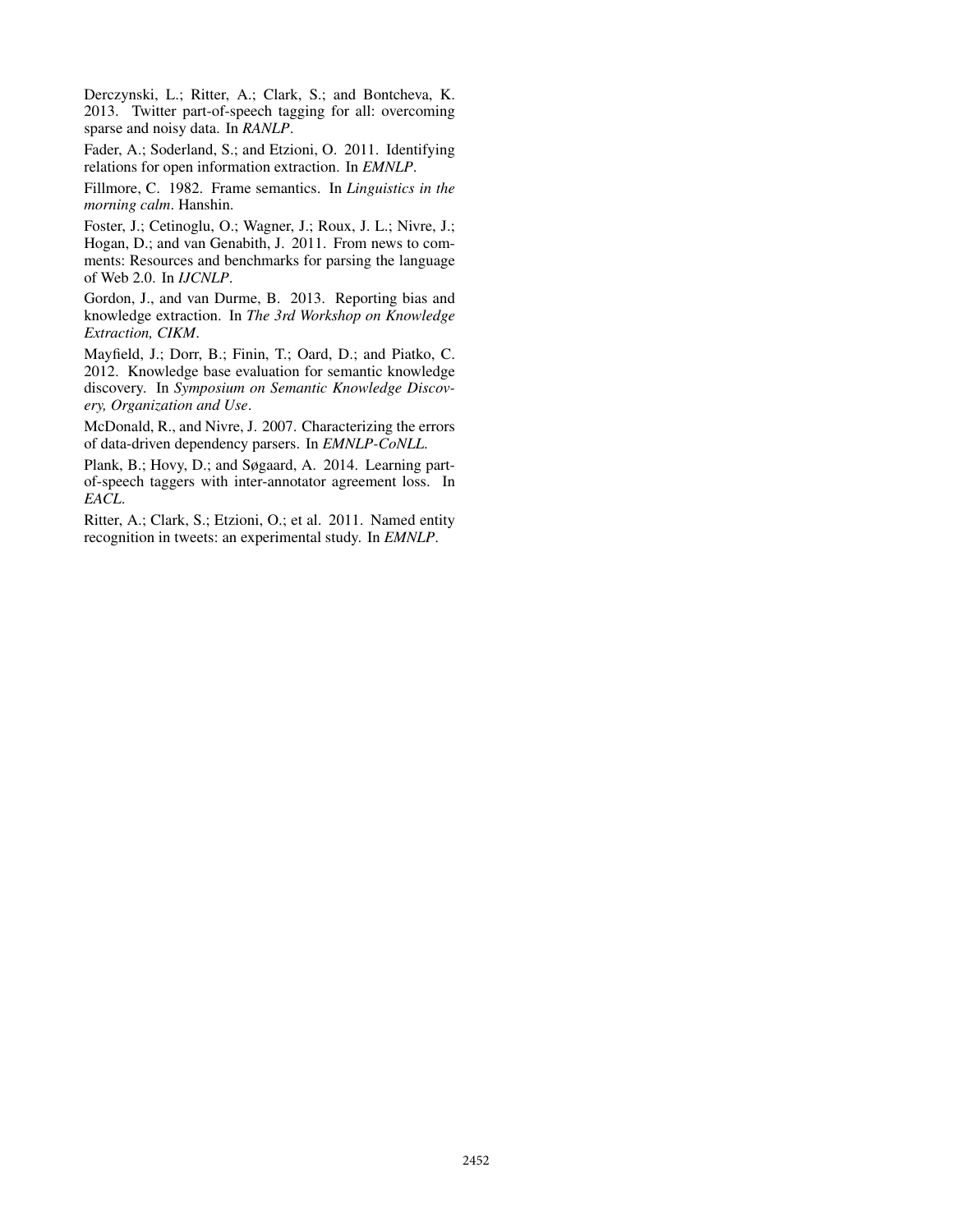Derczynski, L.; Ritter, A.; Clark, S.; and Bontcheva, K. 2013. Twitter part-of-speech tagging for all: overcoming sparse and noisy data. In *RANLP*.

Fader, A.; Soderland, S.; and Etzioni, O. 2011. Identifying relations for open information extraction. In *EMNLP*.

Fillmore, C. 1982. Frame semantics. In *Linguistics in the morning calm*. Hanshin.

Foster, J.; Cetinoglu, O.; Wagner, J.; Roux, J. L.; Nivre, J.; Hogan, D.; and van Genabith, J. 2011. From news to comments: Resources and benchmarks for parsing the language of Web 2.0. In *IJCNLP*.

Gordon, J., and van Durme, B. 2013. Reporting bias and knowledge extraction. In *The 3rd Workshop on Knowledge Extraction, CIKM*.

Mayfield, J.; Dorr, B.; Finin, T.; Oard, D.; and Piatko, C. 2012. Knowledge base evaluation for semantic knowledge discovery. In *Symposium on Semantic Knowledge Discovery, Organization and Use*.

McDonald, R., and Nivre, J. 2007. Characterizing the errors of data-driven dependency parsers. In *EMNLP-CoNLL*.

Plank, B.; Hovy, D.; and Søgaard, A. 2014. Learning part-of-speech taggers with inter-annotator agreement loss. In *EACL*.

Ritter, A.; Clark, S.; Etzioni, O.; et al. 2011. Named entity recognition in tweets: an experimental study. In *EMNLP*.